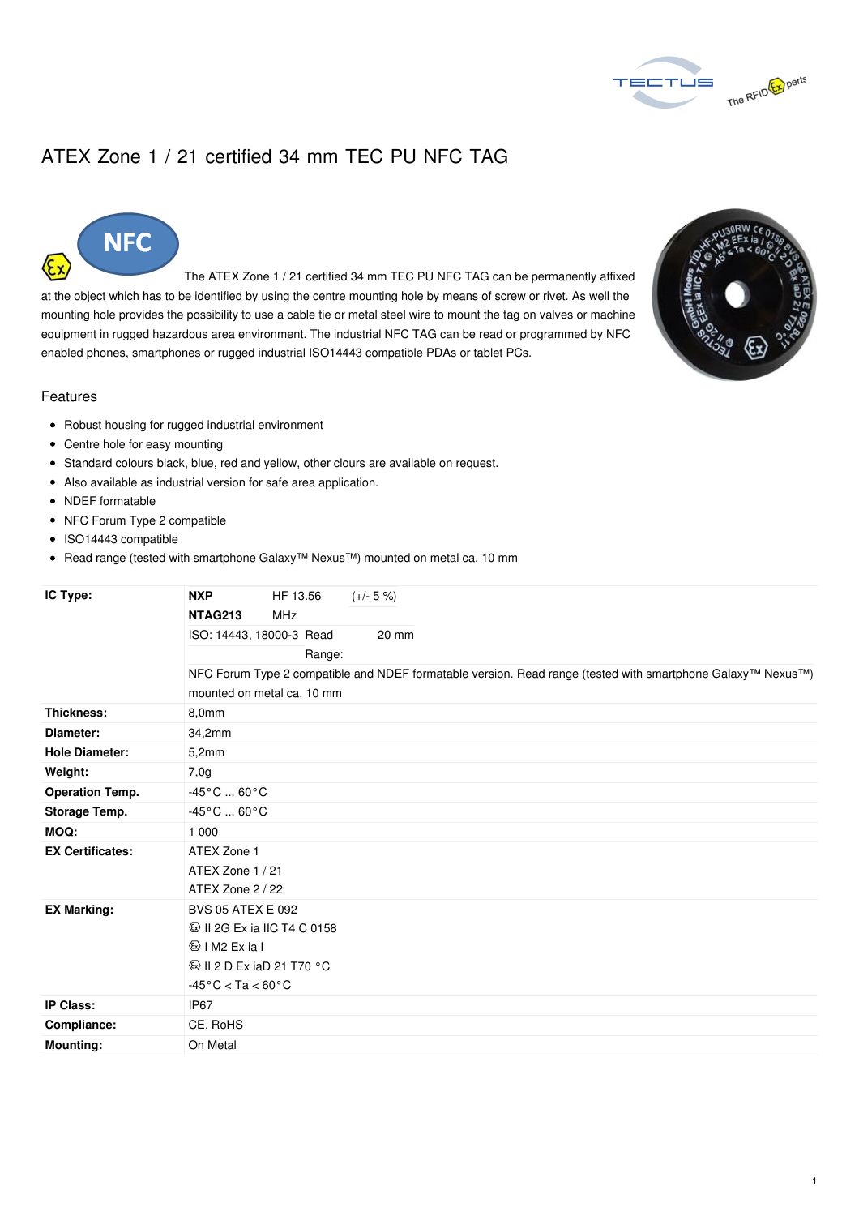# ATEX Zone 1 / 21 certified 34 mm TEC PU NFC TAG

The ATEX Zone 1 / 21 certified 34 mm TEC PU NFC TAG can be permanently affixed at the object which has to be identified by using the centre mounting hole by means of screw or rivet. As well the mounting hole provides the possibility to use a cable tie or metal steel wire to mount the tag on valves or machine equipment in rugged hazardous area environment. The industrial NFC TAG can be read or programmed by NFC enabled phones, smartphones or rugged industrial ISO14443 compatible PDAs or tablet PCs.

## Features

- Robust housing for rugged industrial environment
- Centre hole for easy mounting
- Standard colours black, blue, red and yellow, other clours are available on request.
- Also available as industrial version for safe area application.
- NDEF formatable
- NFC Forum Type 2 compatible
- ISO14443 compatible
- Read range (tested with smartphone Galaxy™ Nexus™) mounted on metal ca. 10 mm

| | |
|---|---|
| **IC Type:** | **NXP NTAG213** HF 13.56 MHz (+/- 5 %)<br>ISO: 14443, 18000-3 Read Range: 20 mm<br>NFC Forum Type 2 compatible and NDEF formatable version. Read range (tested with smartphone Galaxy™ Nexus™) mounted on metal ca. 10 mm |
| **Thickness:** | 8,0mm |
| **Diameter:** | 34,2mm |
| **Hole Diameter:** | 5,2mm |
| **Weight:** | 7,0g |
| **Operation Temp.** | -45°C ... 60°C |
| **Storage Temp.** | -45°C ... 60°C |
| **MOQ:** | 1 000 |
| **EX Certificates:** | ATEX Zone 1<br>ATEX Zone 1 / 21<br>ATEX Zone 2 / 22 |
| **EX Marking:** | BVS 05 ATEX E 092<br>Ex II 2G Ex ia IIC T4 C 0158<br>Ex I M2 Ex ia I<br>Ex II 2 D Ex iaD 21 T70 °C<br>-45°C < Ta < 60°C |
| **IP Class:** | IP67 |
| **Compliance:** | CE, RoHS |
| **Mounting:** | On Metal |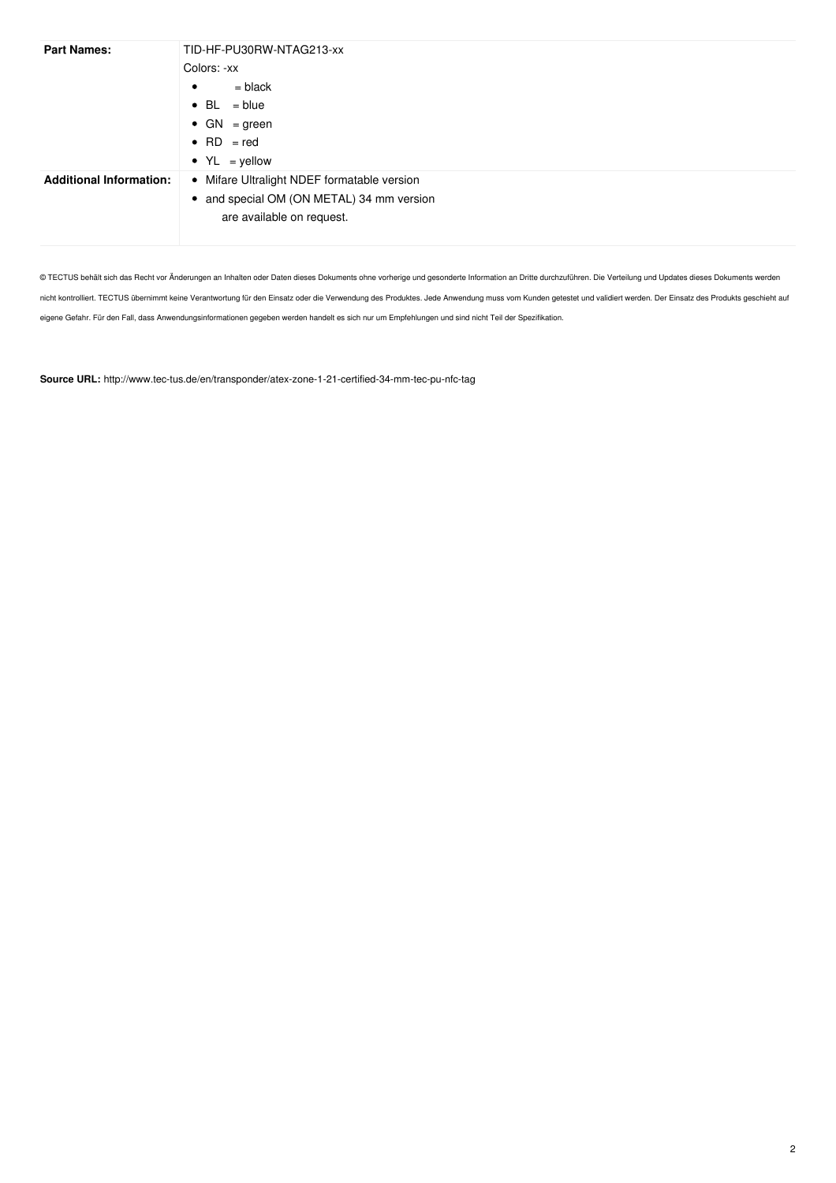| | |
|---|---|
| **Part Names:** | TID-HF-PU30RW-NTAG213-xx<br>Colors: -xx<br>• = black<br>• BL = blue<br>• GN = green<br>• RD = red<br>• YL = yellow |
| **Additional Information:** | • Mifare Ultralight NDEF formatable version<br>• and special OM (ON METAL) 34 mm version<br>are available on request. |

© TECTUS behält sich das Recht vor Änderungen an Inhalten oder Daten dieses Dokuments ohne vorherige und gesonderte Information an Dritte durchzuführen. Die Verteilung und Updates dieses Dokuments werden nicht kontrolliert. TECTUS übernimmt keine Verantwortung für den Einsatz oder die Verwendung des Produktes. Jede Anwendung muss vom Kunden getestet und validiert werden. Der Einsatz des Produkts geschieht auf eigene Gefahr. Für den Fall, dass Anwendungsinformationen gegeben werden handelt es sich nur um Empfehlungen und sind nicht Teil der Spezifikation.

**Source URL:** http://www.tec-tus.de/en/transponder/atex-zone-1-21-certified-34-mm-tec-pu-nfc-tag